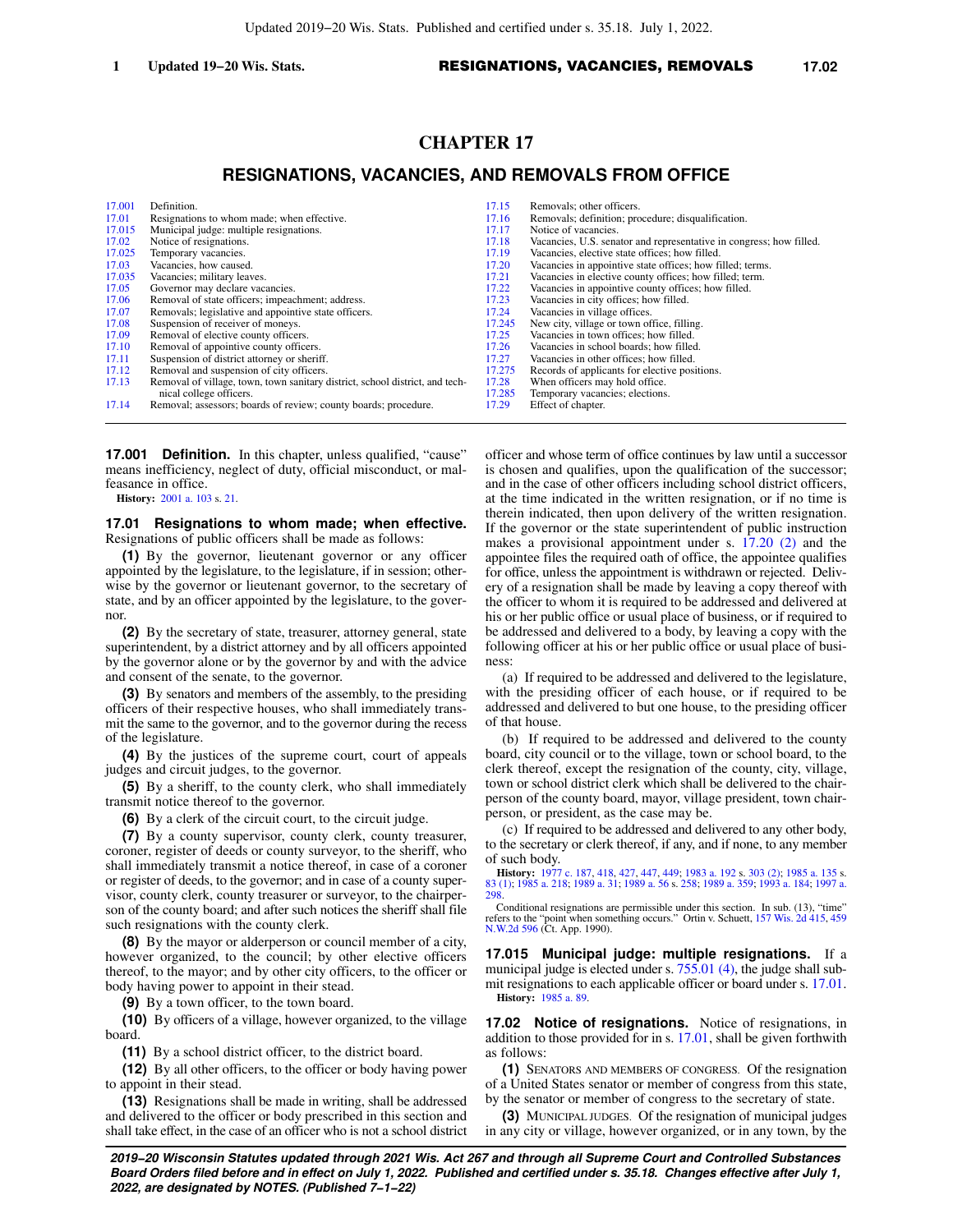# CHAPTER 17

## RESIGNATIONS, VACANCIES, AND REMOVALS FROM OFFICE

| | | | |
|---|---|---|---|
| 17.001 | Definition. | 17.15 | Removals; other officers. |
| 17.01 | Resignations to whom made; when effective. | 17.16 | Removals; definition; procedure; disqualification. |
| 17.015 | Municipal judge: multiple resignations. | 17.17 | Notice of vacancies. |
| 17.02 | Notice of resignations. | 17.18 | Vacancies, U.S. senator and representative in congress; how filled. |
| 17.025 | Temporary vacancies. | 17.19 | Vacancies, elective state offices; how filled. |
| 17.03 | Vacancies, how caused. | 17.20 | Vacancies in appointive state offices; how filled; terms. |
| 17.035 | Vacancies; military leaves. | 17.21 | Vacancies in elective county offices; how filled; term. |
| 17.05 | Governor may declare vacancies. | 17.22 | Vacancies in appointive county offices; how filled. |
| 17.06 | Removal of state officers; impeachment; address. | 17.23 | Vacancies in city offices; how filled. |
| 17.07 | Removals; legislative and appointive state officers. | 17.24 | Vacancies in village offices. |
| 17.08 | Suspension of receiver of moneys. | 17.245 | New city, village or town office, filling. |
| 17.09 | Removal of elective county officers. | 17.25 | Vacancies in town offices; how filled. |
| 17.10 | Removal of appointive county officers. | 17.26 | Vacancies in school boards; how filled. |
| 17.11 | Suspension of district attorney or sheriff. | 17.27 | Vacancies in other offices; how filled. |
| 17.12 | Removal and suspension of city officers. | 17.275 | Records of applicants for elective positions. |
| 17.13 | Removal of village, town, town sanitary district, school district, and technical college officers. | 17.28 | When officers may hold office. |
| 17.14 | Removal; assessors; boards of review; county boards; procedure. | 17.285 | Temporary vacancies; elections. |
| | | 17.29 | Effect of chapter. |

**17.001 Definition.** In this chapter, unless qualified, "cause" means inefficiency, neglect of duty, official misconduct, or malfeasance in office.

**History:** 2001 a. 103 s. 21.

**17.01 Resignations to whom made; when effective.** Resignations of public officers shall be made as follows:

**(1)** By the governor, lieutenant governor or any officer appointed by the legislature, to the legislature, if in session; otherwise by the governor or lieutenant governor, to the secretary of state, and by an officer appointed by the legislature, to the governor.

**(2)** By the secretary of state, treasurer, attorney general, state superintendent, by a district attorney and by all officers appointed by the governor alone or by the governor by and with the advice and consent of the senate, to the governor.

**(3)** By senators and members of the assembly, to the presiding officers of their respective houses, who shall immediately transmit the same to the governor, and to the governor during the recess of the legislature.

**(4)** By the justices of the supreme court, court of appeals judges and circuit judges, to the governor.

**(5)** By a sheriff, to the county clerk, who shall immediately transmit notice thereof to the governor.

**(6)** By a clerk of the circuit court, to the circuit judge.

**(7)** By a county supervisor, county clerk, county treasurer, coroner, register of deeds or county surveyor, to the sheriff, who shall immediately transmit a notice thereof, in case of a coroner or register of deeds, to the governor; and in case of a county supervisor, county clerk, county treasurer or surveyor, to the chairperson of the county board; and after such notices the sheriff shall file such resignations with the county clerk.

**(8)** By the mayor or alderperson or council member of a city, however organized, to the council; by other elective officers thereof, to the mayor; and by other city officers, to the officer or body having power to appoint in their stead.

**(9)** By a town officer, to the town board.

**(10)** By officers of a village, however organized, to the village board.

**(11)** By a school district officer, to the district board.

**(12)** By all other officers, to the officer or body having power to appoint in their stead.

**(13)** Resignations shall be made in writing, shall be addressed and delivered to the officer or body prescribed in this section and shall take effect, in the case of an officer who is not a school district officer and whose term of office continues by law until a successor is chosen and qualifies, upon the qualification of the successor; and in the case of other officers including school district officers, at the time indicated in the written resignation, or if no time is therein indicated, then upon delivery of the written resignation. If the governor or the state superintendent of public instruction makes a provisional appointment under s. 17.20 (2) and the appointee files the required oath of office, the appointee qualifies for office, unless the appointment is withdrawn or rejected. Delivery of a resignation shall be made by leaving a copy thereof with the officer to whom it is required to be addressed and delivered at his or her public office or usual place of business, or if required to be addressed and delivered to a body, by leaving a copy with the following officer at his or her public office or usual place of business:

(a) If required to be addressed and delivered to the legislature, with the presiding officer of each house, or if required to be addressed and delivered to but one house, to the presiding officer of that house.

(b) If required to be addressed and delivered to the county board, city council or to the village, town or school board, to the clerk thereof, except the resignation of the county, city, village, town or school district clerk which shall be delivered to the chairperson of the county board, mayor, village president, town chairperson, or president, as the case may be.

(c) If required to be addressed and delivered to any other body, to the secretary or clerk thereof, if any, and if none, to any member of such body.

**History:** 1977 c. 187, 418, 427, 447, 449; 1983 a. 192 s. 303 (2); 1985 a. 135 s. 83 (1); 1985 a. 218; 1989 a. 31; 1989 a. 56 s. 258; 1989 a. 359; 1993 a. 184; 1997 a. 298.

Conditional resignations are permissible under this section. In sub. (13), "time" refers to the "point when something occurs." Ortin v. Schuett, 157 Wis. 2d 415, 459 N.W.2d 596 (Ct. App. 1990).

**17.015 Municipal judge: multiple resignations.** If a municipal judge is elected under s. 755.01 (4), the judge shall submit resignations to each applicable officer or board under s. 17.01.

**History:** 1985 a. 89.

**17.02 Notice of resignations.** Notice of resignations, in addition to those provided for in s. 17.01, shall be given forthwith as follows:

**(1)** SENATORS AND MEMBERS OF CONGRESS. Of the resignation of a United States senator or member of congress from this state, by the senator or member of congress to the secretary of state.

**(3)** MUNICIPAL JUDGES. Of the resignation of municipal judges in any city or village, however organized, or in any town, by the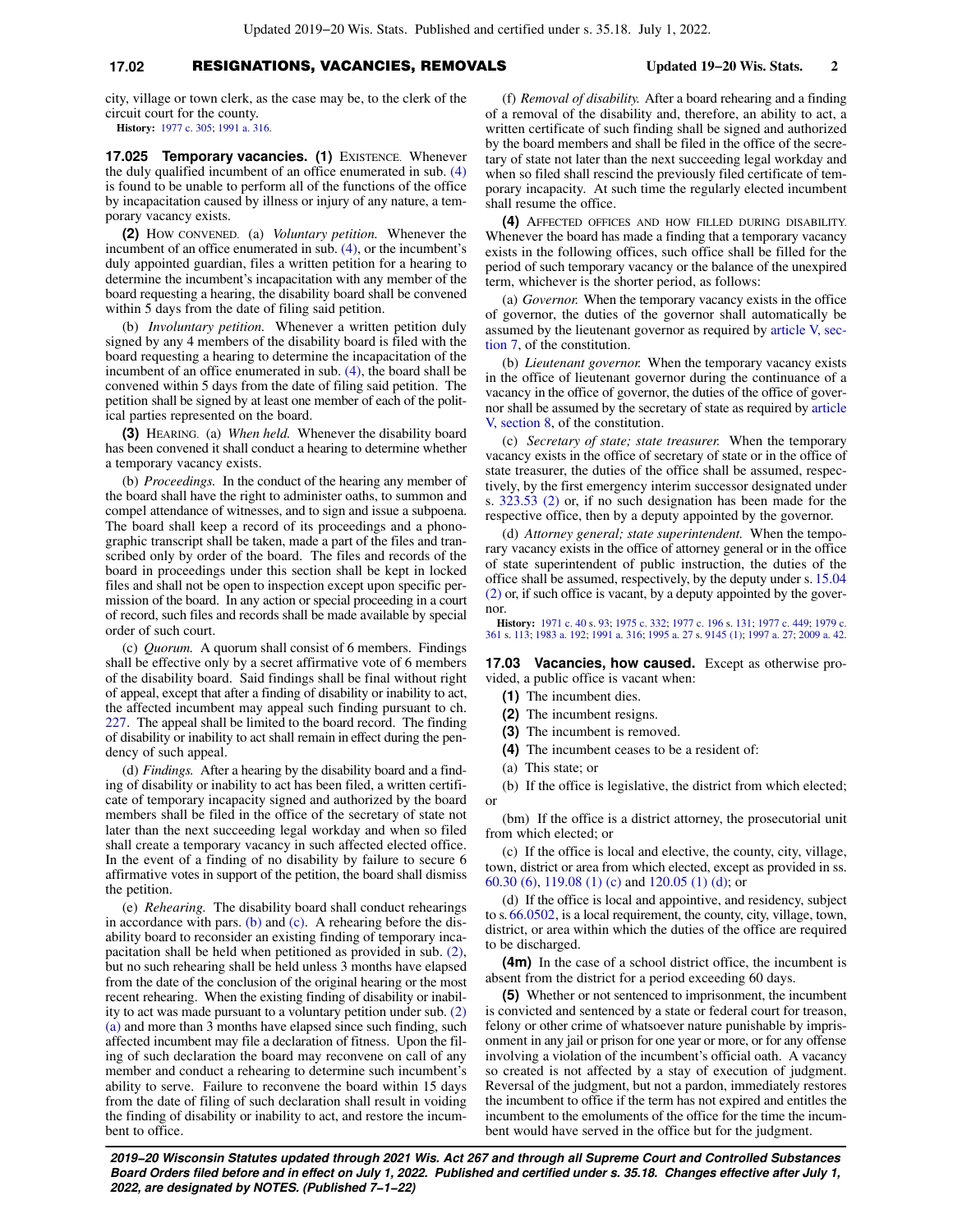city, village or town clerk, as the case may be, to the clerk of the circuit court for the county.

**History:** 1977 c. 305; 1991 a. 316.

**17.025 Temporary vacancies. (1)** EXISTENCE. Whenever the duly qualified incumbent of an office enumerated in sub. (4) is found to be unable to perform all of the functions of the office by incapacitation caused by illness or injury of any nature, a temporary vacancy exists.

**(2)** HOW CONVENED. (a) *Voluntary petition.* Whenever the incumbent of an office enumerated in sub. (4), or the incumbent's duly appointed guardian, files a written petition for a hearing to determine the incumbent's incapacitation with any member of the board requesting a hearing, the disability board shall be convened within 5 days from the date of filing said petition.

(b) *Involuntary petition.* Whenever a written petition duly signed by any 4 members of the disability board is filed with the board requesting a hearing to determine the incapacitation of the incumbent of an office enumerated in sub. (4), the board shall be convened within 5 days from the date of filing said petition. The petition shall be signed by at least one member of each of the political parties represented on the board.

**(3)** HEARING. (a) *When held.* Whenever the disability board has been convened it shall conduct a hearing to determine whether a temporary vacancy exists.

(b) *Proceedings.* In the conduct of the hearing any member of the board shall have the right to administer oaths, to summon and compel attendance of witnesses, and to sign and issue a subpoena. The board shall keep a record of its proceedings and a phonographic transcript shall be taken, made a part of the files and transcribed only by order of the board. The files and records of the board in proceedings under this section shall be kept in locked files and shall not be open to inspection except upon specific permission of the board. In any action or special proceeding in a court of record, such files and records shall be made available by special order of such court.

(c) *Quorum.* A quorum shall consist of 6 members. Findings shall be effective only by a secret affirmative vote of 6 members of the disability board. Said findings shall be final without right of appeal, except that after a finding of disability or inability to act, the affected incumbent may appeal such finding pursuant to ch. 227. The appeal shall be limited to the board record. The finding of disability or inability to act shall remain in effect during the pendency of such appeal.

(d) *Findings.* After a hearing by the disability board and a finding of disability or inability to act has been filed, a written certificate of temporary incapacity signed and authorized by the board members shall be filed in the office of the secretary of state not later than the next succeeding legal workday and when so filed shall create a temporary vacancy in such affected elected office. In the event of a finding of no disability by failure to secure 6 affirmative votes in support of the petition, the board shall dismiss the petition.

(e) *Rehearing.* The disability board shall conduct rehearings in accordance with pars. (b) and (c). A rehearing before the disability board to reconsider an existing finding of temporary incapacitation shall be held when petitioned as provided in sub. (2), but no such rehearing shall be held unless 3 months have elapsed from the date of the conclusion of the original hearing or the most recent rehearing. When the existing finding of disability or inability to act was made pursuant to a voluntary petition under sub. (2) (a) and more than 3 months have elapsed since such finding, such affected incumbent may file a declaration of fitness. Upon the filing of such declaration the board may reconvene on call of any member and conduct a rehearing to determine such incumbent's ability to serve. Failure to reconvene the board within 15 days from the date of filing of such declaration shall result in voiding the finding of disability or inability to act, and restore the incumbent to office.

(f) *Removal of disability.* After a board rehearing and a finding of a removal of the disability and, therefore, an ability to act, a written certificate of such finding shall be signed and authorized by the board members and shall be filed in the office of the secretary of state not later than the next succeeding legal workday and when so filed shall rescind the previously filed certificate of temporary incapacity. At such time the regularly elected incumbent shall resume the office.

**(4)** AFFECTED OFFICES AND HOW FILLED DURING DISABILITY. Whenever the board has made a finding that a temporary vacancy exists in the following offices, such office shall be filled for the period of such temporary vacancy or the balance of the unexpired term, whichever is the shorter period, as follows:

(a) *Governor.* When the temporary vacancy exists in the office of governor, the duties of the governor shall automatically be assumed by the lieutenant governor as required by article V, section 7, of the constitution.

(b) *Lieutenant governor.* When the temporary vacancy exists in the office of lieutenant governor during the continuance of a vacancy in the office of governor, the duties of the office of governor shall be assumed by the secretary of state as required by article V, section 8, of the constitution.

(c) *Secretary of state; state treasurer.* When the temporary vacancy exists in the office of secretary of state or in the office of state treasurer, the duties of the office shall be assumed, respectively, by the first emergency interim successor designated under s. 323.53 (2) or, if no such designation has been made for the respective office, then by a deputy appointed by the governor.

(d) *Attorney general; state superintendent.* When the temporary vacancy exists in the office of attorney general or in the office of state superintendent of public instruction, the duties of the office shall be assumed, respectively, by the deputy under s. 15.04 (2) or, if such office is vacant, by a deputy appointed by the governor.

**History:** 1971 c. 40 s. 93; 1975 c. 332; 1977 c. 196 s. 131; 1977 c. 449; 1979 c. 361 s. 113; 1983 a. 192; 1991 a. 316; 1995 a. 27 s. 9145 (1); 1997 a. 27; 2009 a. 42.

**17.03 Vacancies, how caused.** Except as otherwise provided, a public office is vacant when:

**(1)** The incumbent dies.

**(2)** The incumbent resigns.

**(3)** The incumbent is removed.

**(4)** The incumbent ceases to be a resident of:

(a) This state; or

(b) If the office is legislative, the district from which elected; or

(bm) If the office is a district attorney, the prosecutorial unit from which elected; or

(c) If the office is local and elective, the county, city, village, town, district or area from which elected, except as provided in ss. 60.30 (6), 119.08 (1) (c) and 120.05 (1) (d); or

(d) If the office is local and appointive, and residency, subject to s. 66.0502, is a local requirement, the county, city, village, town, district, or area within which the duties of the office are required to be discharged.

**(4m)** In the case of a school district office, the incumbent is absent from the district for a period exceeding 60 days.

**(5)** Whether or not sentenced to imprisonment, the incumbent is convicted and sentenced by a state or federal court for treason, felony or other crime of whatsoever nature punishable by imprisonment in any jail or prison for one year or more, or for any offense involving a violation of the incumbent's official oath. A vacancy so created is not affected by a stay of execution of judgment. Reversal of the judgment, but not a pardon, immediately restores the incumbent to office if the term has not expired and entitles the incumbent to the emoluments of the office for the time the incumbent would have served in the office but for the judgment.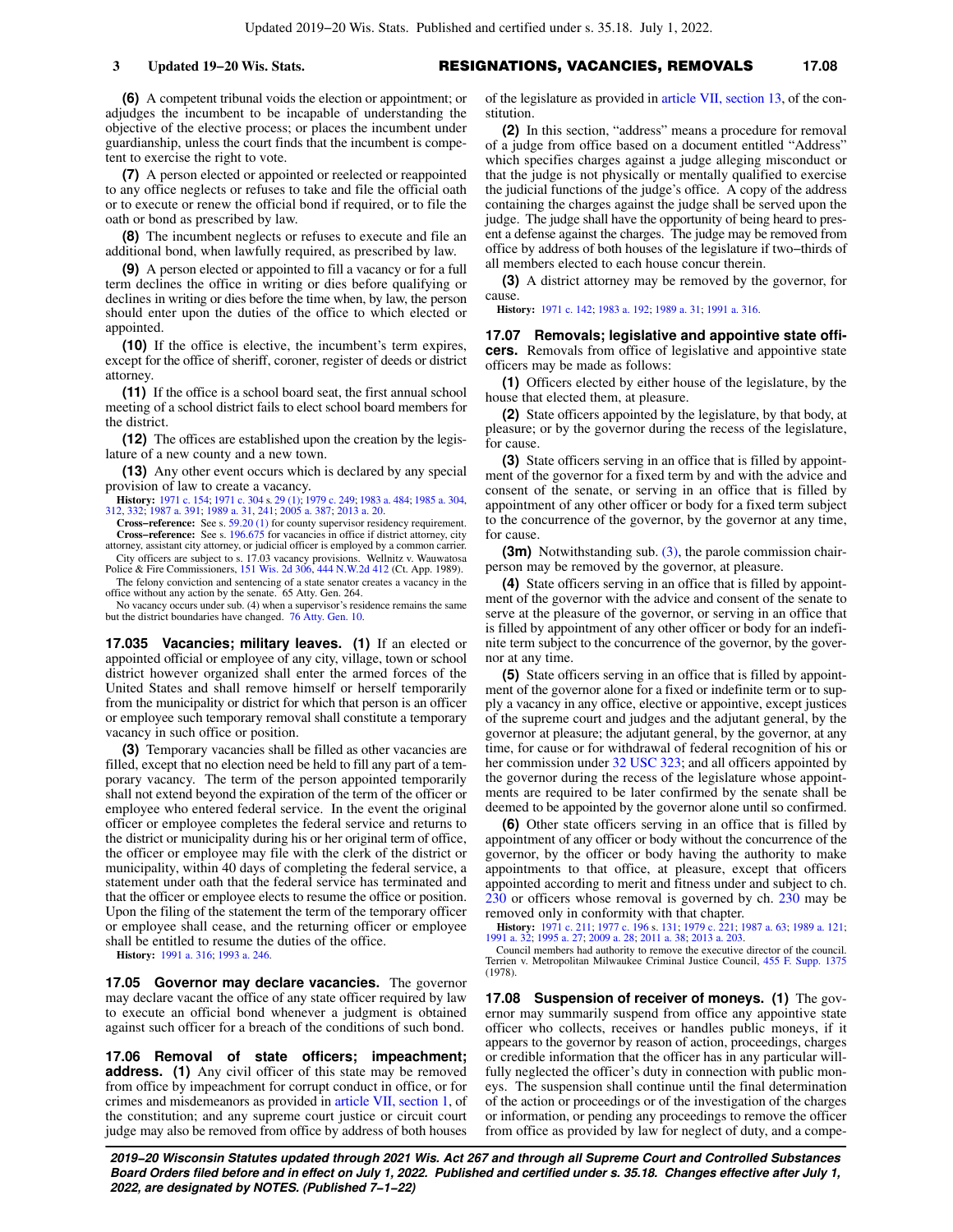**(6)** A competent tribunal voids the election or appointment; or adjudges the incumbent to be incapable of understanding the objective of the elective process; or places the incumbent under guardianship, unless the court finds that the incumbent is competent to exercise the right to vote.

**(7)** A person elected or appointed or reelected or reappointed to any office neglects or refuses to take and file the official oath or to execute or renew the official bond if required, or to file the oath or bond as prescribed by law.

**(8)** The incumbent neglects or refuses to execute and file an additional bond, when lawfully required, as prescribed by law.

**(9)** A person elected or appointed to fill a vacancy or for a full term declines the office in writing or dies before qualifying or declines in writing or dies before the time when, by law, the person should enter upon the duties of the office to which elected or appointed.

**(10)** If the office is elective, the incumbent's term expires, except for the office of sheriff, coroner, register of deeds or district attorney.

**(11)** If the office is a school board seat, the first annual school meeting of a school district fails to elect school board members for the district.

**(12)** The offices are established upon the creation by the legislature of a new county and a new town.

**(13)** Any other event occurs which is declared by any special provision of law to create a vacancy.

**History:** 1971 c. 154; 1971 c. 304 s. 29 (1); 1979 c. 249; 1983 a. 484; 1985 a. 304, 312, 332; 1987 a. 391; 1989 a. 31, 241; 2005 a. 387; 2013 a. 20.

**Cross−reference:** See s. 59.20 (1) for county supervisor residency requirement.

**Cross−reference:** See s. 196.675 for vacancies in office if district attorney, city attorney, assistant city attorney, or judicial officer is employed by a common carrier.

City officers are subject to s. 17.03 vacancy provisions. Wellnitz v. Wauwatosa Police & Fire Commissioners, 151 Wis. 2d 306, 444 N.W.2d 412 (Ct. App. 1989).

The felony conviction and sentencing of a state senator creates a vacancy in the office without any action by the senate. 65 Atty. Gen. 264.

No vacancy occurs under sub. (4) when a supervisor's residence remains the same but the district boundaries have changed. 76 Atty. Gen. 10.

**17.035 Vacancies; military leaves. (1)** If an elected or appointed official or employee of any city, village, town or school district however organized shall enter the armed forces of the United States and shall remove himself or herself temporarily from the municipality or district for which that person is an officer or employee such temporary removal shall constitute a temporary vacancy in such office or position.

**(3)** Temporary vacancies shall be filled as other vacancies are filled, except that no election need be held to fill any part of a temporary vacancy. The term of the person appointed temporarily shall not extend beyond the expiration of the term of the officer or employee who entered federal service. In the event the original officer or employee completes the federal service and returns to the district or municipality during his or her original term of office, the officer or employee may file with the clerk of the district or municipality, within 40 days of completing the federal service, a statement under oath that the federal service has terminated and that the officer or employee elects to resume the office or position. Upon the filing of the statement the term of the temporary officer or employee shall cease, and the returning officer or employee shall be entitled to resume the duties of the office.

**History:** 1991 a. 316; 1993 a. 246.

**17.05 Governor may declare vacancies.** The governor may declare vacant the office of any state officer required by law to execute an official bond whenever a judgment is obtained against such officer for a breach of the conditions of such bond.

**17.06 Removal of state officers; impeachment; address. (1)** Any civil officer of this state may be removed from office by impeachment for corrupt conduct in office, or for crimes and misdemeanors as provided in article VII, section 1, of the constitution; and any supreme court justice or circuit court judge may also be removed from office by address of both houses of the legislature as provided in article VII, section 13, of the constitution.

**(2)** In this section, "address" means a procedure for removal of a judge from office based on a document entitled "Address" which specifies charges against a judge alleging misconduct or that the judge is not physically or mentally qualified to exercise the judicial functions of the judge's office. A copy of the address containing the charges against the judge shall be served upon the judge. The judge shall have the opportunity of being heard to present a defense against the charges. The judge may be removed from office by address of both houses of the legislature if two−thirds of all members elected to each house concur therein.

**(3)** A district attorney may be removed by the governor, for cause.

**History:** 1971 c. 142; 1983 a. 192; 1989 a. 31; 1991 a. 316.

**17.07 Removals; legislative and appointive state officers.** Removals from office of legislative and appointive state officers may be made as follows:

**(1)** Officers elected by either house of the legislature, by the house that elected them, at pleasure.

**(2)** State officers appointed by the legislature, by that body, at pleasure; or by the governor during the recess of the legislature, for cause.

**(3)** State officers serving in an office that is filled by appointment of the governor for a fixed term by and with the advice and consent of the senate, or serving in an office that is filled by appointment of any other officer or body for a fixed term subject to the concurrence of the governor, by the governor at any time, for cause.

**(3m)** Notwithstanding sub. (3), the parole commission chairperson may be removed by the governor, at pleasure.

**(4)** State officers serving in an office that is filled by appointment of the governor with the advice and consent of the senate to serve at the pleasure of the governor, or serving in an office that is filled by appointment of any other officer or body for an indefinite term subject to the concurrence of the governor, by the governor at any time.

**(5)** State officers serving in an office that is filled by appointment of the governor alone for a fixed or indefinite term or to supply a vacancy in any office, elective or appointive, except justices of the supreme court and judges and the adjutant general, by the governor at pleasure; the adjutant general, by the governor, at any time, for cause or for withdrawal of federal recognition of his or her commission under 32 USC 323; and all officers appointed by the governor during the recess of the legislature whose appointments are required to be later confirmed by the senate shall be deemed to be appointed by the governor alone until so confirmed.

**(6)** Other state officers serving in an office that is filled by appointment of any officer or body without the concurrence of the governor, by the officer or body having the authority to make appointments to that office, at pleasure, except that officers appointed according to merit and fitness under and subject to ch. 230 or officers whose removal is governed by ch. 230 may be removed only in conformity with that chapter.

**History:** 1971 c. 211; 1977 c. 196 s. 131; 1979 c. 221; 1987 a. 63; 1989 a. 121; 1991 a. 32; 1995 a. 27; 2009 a. 28; 2011 a. 38; 2013 a. 203.

Council members had authority to remove the executive director of the council. Terrien v. Metropolitan Milwaukee Criminal Justice Council, 455 F. Supp. 1375 (1978).

**17.08 Suspension of receiver of moneys. (1)** The governor may summarily suspend from office any appointive state officer who collects, receives or handles public moneys, if it appears to the governor by reason of action, proceedings, charges or credible information that the officer has in any particular willfully neglected the officer's duty in connection with public moneys. The suspension shall continue until the final determination of the action or proceedings or of the investigation of the charges or information, or pending any proceedings to remove the officer from office as provided by law for neglect of duty, and a compe-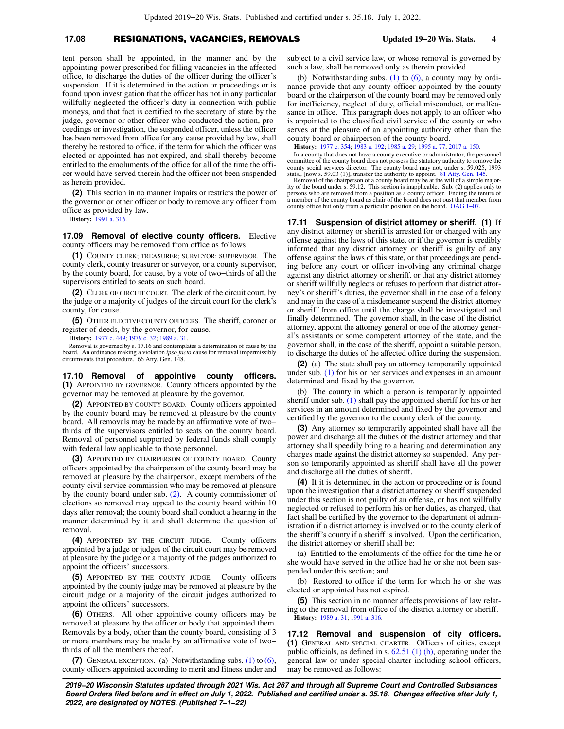tent person shall be appointed, in the manner and by the appointing power prescribed for filling vacancies in the affected office, to discharge the duties of the officer during the officer's suspension. If it is determined in the action or proceedings or is found upon investigation that the officer has not in any particular willfully neglected the officer's duty in connection with public moneys, and that fact is certified to the secretary of state by the judge, governor or other officer who conducted the action, proceedings or investigation, the suspended officer, unless the officer has been removed from office for any cause provided by law, shall thereby be restored to office, if the term for which the officer was elected or appointed has not expired, and shall thereby become entitled to the emoluments of the office for all of the time the officer would have served therein had the officer not been suspended as herein provided.

**(2)** This section in no manner impairs or restricts the power of the governor or other officer or body to remove any officer from office as provided by law.

**History:** 1991 a. 316.

**17.09 Removal of elective county officers.** Elective county officers may be removed from office as follows:

**(1)** COUNTY CLERK; TREASURER; SURVEYOR; SUPERVISOR. The county clerk, county treasurer or surveyor, or a county supervisor, by the county board, for cause, by a vote of two−thirds of all the supervisors entitled to seats on such board.

**(2)** CLERK OF CIRCUIT COURT. The clerk of the circuit court, by the judge or a majority of judges of the circuit court for the clerk's county, for cause.

**(5)** OTHER ELECTIVE COUNTY OFFICERS. The sheriff, coroner or register of deeds, by the governor, for cause.

**History:** 1977 c. 449; 1979 c. 32; 1989 a. 31.

Removal is governed by s. 17.16 and contemplates a determination of cause by the board. An ordinance making a violation *ipso facto* cause for removal impermissibly circumvents that procedure. 66 Atty. Gen. 148.

**17.10 Removal of appointive county officers. (1)** APPOINTED BY GOVERNOR. County officers appointed by the governor may be removed at pleasure by the governor.

**(2)** APPOINTED BY COUNTY BOARD. County officers appointed by the county board may be removed at pleasure by the county board. All removals may be made by an affirmative vote of two−thirds of the supervisors entitled to seats on the county board. Removal of personnel supported by federal funds shall comply with federal law applicable to those personnel.

**(3)** APPOINTED BY CHAIRPERSON OF COUNTY BOARD. County officers appointed by the chairperson of the county board may be removed at pleasure by the chairperson, except members of the county civil service commission who may be removed at pleasure by the county board under sub. (2). A county commissioner of elections so removed may appeal to the county board within 10 days after removal; the county board shall conduct a hearing in the manner determined by it and shall determine the question of removal.

**(4)** APPOINTED BY THE CIRCUIT JUDGE. County officers appointed by a judge or judges of the circuit court may be removed at pleasure by the judge or a majority of the judges authorized to appoint the officers' successors.

**(5)** APPOINTED BY THE COUNTY JUDGE. County officers appointed by the county judge may be removed at pleasure by the circuit judge or a majority of the circuit judges authorized to appoint the officers' successors.

**(6)** OTHERS. All other appointive county officers may be removed at pleasure by the officer or body that appointed them. Removals by a body, other than the county board, consisting of 3 or more members may be made by an affirmative vote of two−thirds of all the members thereof.

**(7)** GENERAL EXCEPTION. (a) Notwithstanding subs. (1) to (6), county officers appointed according to merit and fitness under and subject to a civil service law, or whose removal is governed by such a law, shall be removed only as therein provided.

(b) Notwithstanding subs. (1) to (6), a county may by ordinance provide that any county officer appointed by the county board or the chairperson of the county board may be removed only for inefficiency, neglect of duty, official misconduct, or malfeasance in office. This paragraph does not apply to an officer who is appointed to the classified civil service of the county or who serves at the pleasure of an appointing authority other than the county board or chairperson of the county board.

**History:** 1977 c. 354; 1983 a. 192; 1985 a. 29; 1995 a. 77; 2017 a. 150.

In a county that does not have a county executive or administrator, the personnel committee of the county board does not possess the statutory authority to remove the county social services director. The county board may not, under s. 59.025, 1993 stats., [now s. 59.03 (1)], transfer the authority to appoint. 81 Atty. Gen. 145.

Removal of the chairperson of a county board may be at the will of a simple majority of the board under s. 59.12. This section is inapplicable. Sub. (2) applies only to persons who are removed from a position as a county officer. Ending the tenure of a member of the county board as chair of the board does not oust that member from county office but only from a particular position on the board. OAG 1−07.

**17.11 Suspension of district attorney or sheriff. (1)** If any district attorney or sheriff is arrested for or charged with any offense against the laws of this state, or if the governor is credibly informed that any district attorney or sheriff is guilty of any offense against the laws of this state, or that proceedings are pending before any court or officer involving any criminal charge against any district attorney or sheriff, or that any district attorney or sheriff willfully neglects or refuses to perform that district attorney's or sheriff's duties, the governor shall in the case of a felony and may in the case of a misdemeanor suspend the district attorney or sheriff from office until the charge shall be investigated and finally determined. The governor shall, in the case of the district attorney, appoint the attorney general or one of the attorney general's assistants or some competent attorney of the state, and the governor shall, in the case of the sheriff, appoint a suitable person, to discharge the duties of the affected office during the suspension.

**(2)** (a) The state shall pay an attorney temporarily appointed under sub. (1) for his or her services and expenses in an amount determined and fixed by the governor.

(b) The county in which a person is temporarily appointed sheriff under sub. (1) shall pay the appointed sheriff for his or her services in an amount determined and fixed by the governor and certified by the governor to the county clerk of the county.

**(3)** Any attorney so temporarily appointed shall have all the power and discharge all the duties of the district attorney and that attorney shall speedily bring to a hearing and determination any charges made against the district attorney so suspended. Any person so temporarily appointed as sheriff shall have all the power and discharge all the duties of sheriff.

**(4)** If it is determined in the action or proceeding or is found upon the investigation that a district attorney or sheriff suspended under this section is not guilty of an offense, or has not willfully neglected or refused to perform his or her duties, as charged, that fact shall be certified by the governor to the department of administration if a district attorney is involved or to the county clerk of the sheriff's county if a sheriff is involved. Upon the certification, the district attorney or sheriff shall be:

(a) Entitled to the emoluments of the office for the time he or she would have served in the office had he or she not been suspended under this section; and

(b) Restored to office if the term for which he or she was elected or appointed has not expired.

**(5)** This section in no manner affects provisions of law relating to the removal from office of the district attorney or sheriff.

**History:** 1989 a. 31; 1991 a. 316.

**17.12 Removal and suspension of city officers. (1)** GENERAL AND SPECIAL CHARTER. Officers of cities, except public officials, as defined in s. 62.51 (1) (b), operating under the general law or under special charter including school officers, may be removed as follows: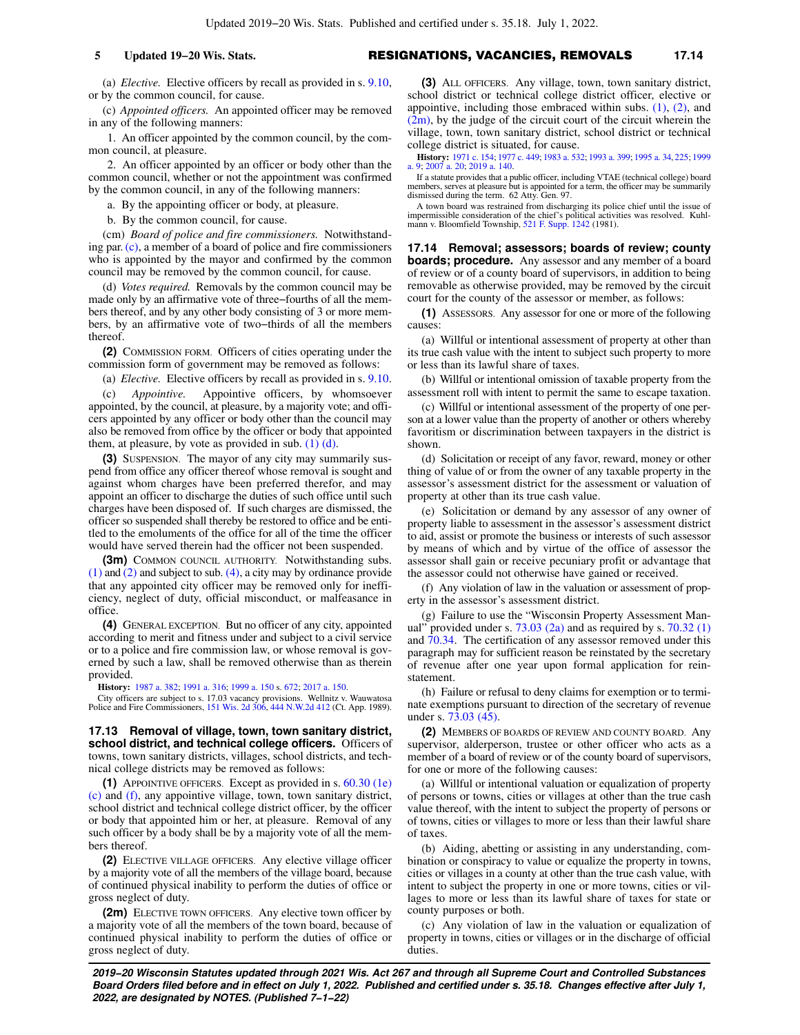(a) *Elective.* Elective officers by recall as provided in s. 9.10, or by the common council, for cause.

(c) *Appointed officers.* An appointed officer may be removed in any of the following manners:

1. An officer appointed by the common council, by the common council, at pleasure.

2. An officer appointed by an officer or body other than the common council, whether or not the appointment was confirmed by the common council, in any of the following manners:

a. By the appointing officer or body, at pleasure.

b. By the common council, for cause.

(cm) *Board of police and fire commissioners.* Notwithstanding par. (c), a member of a board of police and fire commissioners who is appointed by the mayor and confirmed by the common council may be removed by the common council, for cause.

(d) *Votes required.* Removals by the common council may be made only by an affirmative vote of three−fourths of all the members thereof, and by any other body consisting of 3 or more members, by an affirmative vote of two−thirds of all the members thereof.

**(2)** COMMISSION FORM. Officers of cities operating under the commission form of government may be removed as follows:

(a) *Elective.* Elective officers by recall as provided in s. 9.10.

(c) *Appointive.* Appointive officers, by whomsoever appointed, by the council, at pleasure, by a majority vote; and officers appointed by any officer or body other than the council may also be removed from office by the officer or body that appointed them, at pleasure, by vote as provided in sub. (1) (d).

**(3)** SUSPENSION. The mayor of any city may summarily suspend from office any officer thereof whose removal is sought and against whom charges have been preferred therefor, and may appoint an officer to discharge the duties of such office until such charges have been disposed of. If such charges are dismissed, the officer so suspended shall thereby be restored to office and be entitled to the emoluments of the office for all of the time the officer would have served therein had the officer not been suspended.

**(3m)** COMMON COUNCIL AUTHORITY. Notwithstanding subs. (1) and (2) and subject to sub. (4), a city may by ordinance provide that any appointed city officer may be removed only for inefficiency, neglect of duty, official misconduct, or malfeasance in office.

**(4)** GENERAL EXCEPTION. But no officer of any city, appointed according to merit and fitness under and subject to a civil service or to a police and fire commission law, or whose removal is governed by such a law, shall be removed otherwise than as therein provided.

**History:** 1987 a. 382; 1991 a. 316; 1999 a. 150 s. 672; 2017 a. 150.

City officers are subject to s. 17.03 vacancy provisions. Wellnitz v. Wauwatosa Police and Fire Commissioners, 151 Wis. 2d 306, 444 N.W.2d 412 (Ct. App. 1989).

**17.13 Removal of village, town, town sanitary district, school district, and technical college officers.** Officers of towns, town sanitary districts, villages, school districts, and technical college districts may be removed as follows:

**(1)** APPOINTIVE OFFICERS. Except as provided in s. 60.30 (1e) (c) and (f), any appointive village, town, town sanitary district, school district and technical college district officer, by the officer or body that appointed him or her, at pleasure. Removal of any such officer by a body shall be by a majority vote of all the members thereof.

**(2)** ELECTIVE VILLAGE OFFICERS. Any elective village officer by a majority vote of all the members of the village board, because of continued physical inability to perform the duties of office or gross neglect of duty.

**(2m)** ELECTIVE TOWN OFFICERS. Any elective town officer by a majority vote of all the members of the town board, because of continued physical inability to perform the duties of office or gross neglect of duty.

**(3)** ALL OFFICERS. Any village, town, town sanitary district, school district or technical college district officer, elective or appointive, including those embraced within subs. (1), (2), and (2m), by the judge of the circuit court of the circuit wherein the village, town, town sanitary district, school district or technical college district is situated, for cause.

**History:** 1971 c. 154; 1977 c. 449; 1983 a. 532; 1993 a. 399; 1995 a. 34, 225; 1999 a. 9; 2007 a. 20; 2019 a. 140.

If a statute provides that a public officer, including VTAE (technical college) board members, serves at pleasure but is appointed for a term, the officer may be summarily dismissed during the term. 62 Atty. Gen. 97.

A town board was restrained from discharging its police chief until the issue of impermissible consideration of the chief's political activities was resolved. Kuhlmann v. Bloomfield Township, 521 F. Supp. 1242 (1981).

**17.14 Removal; assessors; boards of review; county boards; procedure.** Any assessor and any member of a board of review or of a county board of supervisors, in addition to being removable as otherwise provided, may be removed by the circuit court for the county of the assessor or member, as follows:

**(1)** ASSESSORS. Any assessor for one or more of the following causes:

(a) Willful or intentional assessment of property at other than its true cash value with the intent to subject such property to more or less than its lawful share of taxes.

(b) Willful or intentional omission of taxable property from the assessment roll with intent to permit the same to escape taxation.

(c) Willful or intentional assessment of the property of one person at a lower value than the property of another or others whereby favoritism or discrimination between taxpayers in the district is shown.

(d) Solicitation or receipt of any favor, reward, money or other thing of value of or from the owner of any taxable property in the assessor's assessment district for the assessment or valuation of property at other than its true cash value.

(e) Solicitation or demand by any assessor of any owner of property liable to assessment in the assessor's assessment district to aid, assist or promote the business or interests of such assessor by means of which and by virtue of the office of assessor the assessor shall gain or receive pecuniary profit or advantage that the assessor could not otherwise have gained or received.

(f) Any violation of law in the valuation or assessment of property in the assessor's assessment district.

(g) Failure to use the "Wisconsin Property Assessment Manual" provided under s. 73.03 (2a) and as required by s. 70.32 (1) and 70.34. The certification of any assessor removed under this paragraph may for sufficient reason be reinstated by the secretary of revenue after one year upon formal application for reinstatement.

(h) Failure or refusal to deny claims for exemption or to terminate exemptions pursuant to direction of the secretary of revenue under s. 73.03 (45).

**(2)** MEMBERS OF BOARDS OF REVIEW AND COUNTY BOARD. Any supervisor, alderperson, trustee or other officer who acts as a member of a board of review or of the county board of supervisors, for one or more of the following causes:

(a) Willful or intentional valuation or equalization of property of persons or towns, cities or villages at other than the true cash value thereof, with the intent to subject the property of persons or of towns, cities or villages to more or less than their lawful share of taxes.

(b) Aiding, abetting or assisting in any understanding, combination or conspiracy to value or equalize the property in towns, cities or villages in a county at other than the true cash value, with intent to subject the property in one or more towns, cities or villages to more or less than its lawful share of taxes for state or county purposes or both.

(c) Any violation of law in the valuation or equalization of property in towns, cities or villages or in the discharge of official duties.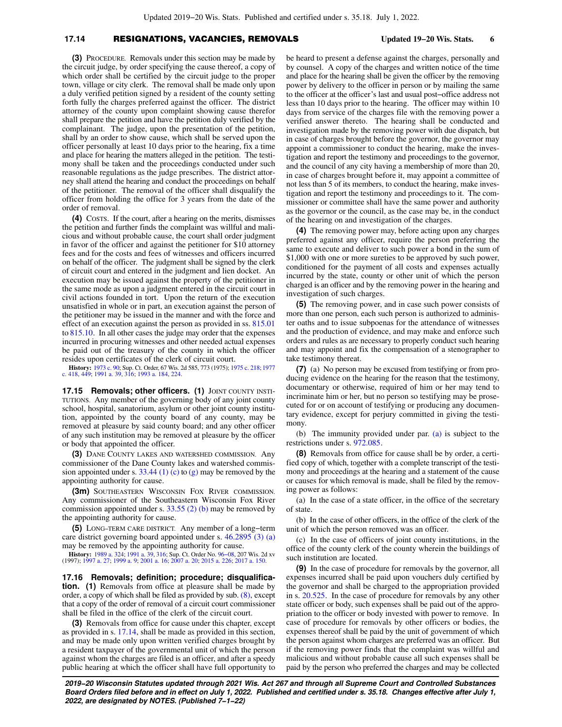**(3)** PROCEDURE. Removals under this section may be made by the circuit judge, by order specifying the cause thereof, a copy of which order shall be certified by the circuit judge to the proper town, village or city clerk. The removal shall be made only upon a duly verified petition signed by a resident of the county setting forth fully the charges preferred against the officer. The district attorney of the county upon complaint showing cause therefor shall prepare the petition and have the petition duly verified by the complainant. The judge, upon the presentation of the petition, shall by an order to show cause, which shall be served upon the officer personally at least 10 days prior to the hearing, fix a time and place for hearing the matters alleged in the petition. The testimony shall be taken and the proceedings conducted under such reasonable regulations as the judge prescribes. The district attorney shall attend the hearing and conduct the proceedings on behalf of the petitioner. The removal of the officer shall disqualify the officer from holding the office for 3 years from the date of the order of removal.

**(4)** COSTS. If the court, after a hearing on the merits, dismisses the petition and further finds the complaint was willful and malicious and without probable cause, the court shall order judgment in favor of the officer and against the petitioner for $10 attorney fees and for the costs and fees of witnesses and officers incurred on behalf of the officer. The judgment shall be signed by the clerk of circuit court and entered in the judgment and lien docket. An execution may be issued against the property of the petitioner in the same mode as upon a judgment entered in the circuit court in civil actions founded in tort. Upon the return of the execution unsatisfied in whole or in part, an execution against the person of the petitioner may be issued in the manner and with the force and effect of an execution against the person as provided in ss. 815.01 to 815.10. In all other cases the judge may order that the expenses incurred in procuring witnesses and other needed actual expenses be paid out of the treasury of the county in which the officer resides upon certificates of the clerk of circuit court.

**History:** 1973 c. 90; Sup. Ct. Order, 67 Wis. 2d 585, 773 (1975); 1975 c. 218; 1977 c. 418, 449; 1991 a. 39, 316; 1993 a. 184, 224.

**17.15 Removals; other officers. (1)** JOINT COUNTY INSTITUTIONS. Any member of the governing body of any joint county school, hospital, sanatorium, asylum or other joint county institution, appointed by the county board of any county, may be removed at pleasure by said county board; and any other officer of any such institution may be removed at pleasure by the officer or body that appointed the officer.

**(3)** DANE COUNTY LAKES AND WATERSHED COMMISSION. Any commissioner of the Dane County lakes and watershed commission appointed under s. 33.44 (1) (c) to (g) may be removed by the appointing authority for cause.

**(3m)** SOUTHEASTERN WISCONSIN FOX RIVER COMMISSION. Any commissioner of the Southeastern Wisconsin Fox River commission appointed under s. 33.55 (2) (b) may be removed by the appointing authority for cause.

**(5)** LONG–TERM CARE DISTRICT. Any member of a long–term care district governing board appointed under s. 46.2895 (3) (a) may be removed by the appointing authority for cause.

**History:** 1989 a. 324; 1991 a. 39, 316; Sup. Ct. Order No. 96–08, 207 Wis. 2d xv (1997); 1997 a. 27; 1999 a. 9; 2001 a. 16; 2007 a. 20; 2015 a. 226; 2017 a. 150.

**17.16 Removals; definition; procedure; disqualification. (1)** Removals from office at pleasure shall be made by order, a copy of which shall be filed as provided by sub. (8), except that a copy of the order of removal of a circuit court commissioner shall be filed in the office of the clerk of the circuit court.

**(3)** Removals from office for cause under this chapter, except as provided in s. 17.14, shall be made as provided in this section, and may be made only upon written verified charges brought by a resident taxpayer of the governmental unit of which the person against whom the charges are filed is an officer, and after a speedy public hearing at which the officer shall have full opportunity to be heard to present a defense against the charges, personally and by counsel. A copy of the charges and written notice of the time and place for the hearing shall be given the officer by the removing power by delivery to the officer in person or by mailing the same to the officer at the officer's last and usual post–office address not less than 10 days prior to the hearing. The officer may within 10 days from service of the charges file with the removing power a verified answer thereto. The hearing shall be conducted and investigation made by the removing power with due dispatch, but in case of charges brought before the governor, the governor may appoint a commissioner to conduct the hearing, make the investigation and report the testimony and proceedings to the governor, and the council of any city having a membership of more than 20, in case of charges brought before it, may appoint a committee of not less than 5 of its members, to conduct the hearing, make investigation and report the testimony and proceedings to it. The commissioner or committee shall have the same power and authority as the governor or the council, as the case may be, in the conduct of the hearing on and investigation of the charges.

**(4)** The removing power may, before acting upon any charges preferred against any officer, require the person preferring the same to execute and deliver to such power a bond in the sum of $1,000 with one or more sureties to be approved by such power, conditioned for the payment of all costs and expenses actually incurred by the state, county or other unit of which the person charged is an officer and by the removing power in the hearing and investigation of such charges.

**(5)** The removing power, and in case such power consists of more than one person, each such person is authorized to administer oaths and to issue subpoenas for the attendance of witnesses and the production of evidence, and may make and enforce such orders and rules as are necessary to properly conduct such hearing and may appoint and fix the compensation of a stenographer to take testimony thereat.

**(7)** (a) No person may be excused from testifying or from producing evidence on the hearing for the reason that the testimony, documentary or otherwise, required of him or her may tend to incriminate him or her, but no person so testifying may be prosecuted for or on account of testifying or producing any documentary evidence, except for perjury committed in giving the testimony.

(b) The immunity provided under par. (a) is subject to the restrictions under s. 972.085.

**(8)** Removals from office for cause shall be by order, a certified copy of which, together with a complete transcript of the testimony and proceedings at the hearing and a statement of the cause or causes for which removal is made, shall be filed by the removing power as follows:

(a) In the case of a state officer, in the office of the secretary of state.

(b) In the case of other officers, in the office of the clerk of the unit of which the person removed was an officer.

(c) In the case of officers of joint county institutions, in the office of the county clerk of the county wherein the buildings of such institution are located.

**(9)** In the case of procedure for removals by the governor, all expenses incurred shall be paid upon vouchers duly certified by the governor and shall be charged to the appropriation provided in s. 20.525. In the case of procedure for removals by any other state officer or body, such expenses shall be paid out of the appropriation to the officer or body invested with power to remove. In case of procedure for removals by other officers or bodies, the expenses thereof shall be paid by the unit of government of which the person against whom charges are preferred was an officer. But if the removing power finds that the complaint was willful and malicious and without probable cause all such expenses shall be paid by the person who preferred the charges and may be collected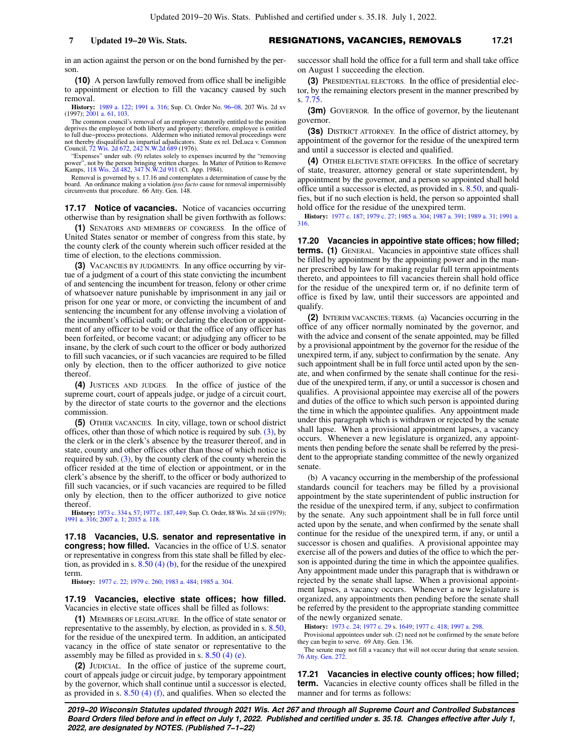in an action against the person or on the bond furnished by the person.

**(10)** A person lawfully removed from office shall be ineligible to appointment or election to fill the vacancy caused by such removal.

**History:** 1989 a. 122; 1991 a. 316; Sup. Ct. Order No. 96−08, 207 Wis. 2d xv (1997); 2001 a. 61, 103.

The common council's removal of an employee statutorily entitled to the position deprives the employee of both liberty and property; therefore, employee is entitled to full due−process protections. Aldermen who initiated removal proceedings were not thereby disqualified as impartial adjudicators. State ex rel. DeLuca v. Common Council, 72 Wis. 2d 672, 242 N.W.2d 689 (1976).

"Expenses" under sub. (9) relates solely to expenses incurred by the "removing power", not by the person bringing written charges. In Matter of Petition to Remove Kamps, 118 Wis. 2d 482, 347 N.W.2d 911 (Ct. App. 1984).

Removal is governed by s. 17.16 and contemplates a determination of cause by the board. An ordinance making a violation *ipso facto* cause for removal impermissibly circumvents that procedure. 66 Atty. Gen. 148.

**17.17 Notice of vacancies.** Notice of vacancies occurring otherwise than by resignation shall be given forthwith as follows:

**(1)** SENATORS AND MEMBERS OF CONGRESS. In the office of United States senator or member of congress from this state, by the county clerk of the county wherein such officer resided at the time of election, to the elections commission.

**(3)** VACANCIES BY JUDGMENTS. In any office occurring by virtue of a judgment of a court of this state convicting the incumbent of and sentencing the incumbent for treason, felony or other crime of whatsoever nature punishable by imprisonment in any jail or prison for one year or more, or convicting the incumbent of and sentencing the incumbent for any offense involving a violation of the incumbent's official oath; or declaring the election or appointment of any officer to be void or that the office of any officer has been forfeited, or become vacant; or adjudging any officer to be insane, by the clerk of such court to the officer or body authorized to fill such vacancies, or if such vacancies are required to be filled only by election, then to the officer authorized to give notice thereof.

**(4)** JUSTICES AND JUDGES. In the office of justice of the supreme court, court of appeals judge, or judge of a circuit court, by the director of state courts to the governor and the elections commission.

**(5)** OTHER VACANCIES. In city, village, town or school district offices, other than those of which notice is required by sub. (3), by the clerk or in the clerk's absence by the treasurer thereof, and in state, county and other offices other than those of which notice is required by sub. (3), by the county clerk of the county wherein the officer resided at the time of election or appointment, or in the clerk's absence by the sheriff, to the officer or body authorized to fill such vacancies, or if such vacancies are required to be filled only by election, then to the officer authorized to give notice thereof.

**History:** 1973 c. 334 s. 57; 1977 c. 187, 449; Sup. Ct. Order, 88 Wis. 2d xiii (1979); 1991 a. 316; 2007 a. 1; 2015 a. 118.

**17.18 Vacancies, U.S. senator and representative in congress; how filled.** Vacancies in the office of U.S. senator or representative in congress from this state shall be filled by election, as provided in s. 8.50 (4) (b), for the residue of the unexpired term.

**History:** 1977 c. 22; 1979 c. 260; 1983 a. 484; 1985 a. 304.

**17.19 Vacancies, elective state offices; how filled.** Vacancies in elective state offices shall be filled as follows:

**(1)** MEMBERS OF LEGISLATURE. In the office of state senator or representative to the assembly, by election, as provided in s. 8.50, for the residue of the unexpired term. In addition, an anticipated vacancy in the office of state senator or representative to the assembly may be filled as provided in s. 8.50 (4) (e).

**(2)** JUDICIAL. In the office of justice of the supreme court, court of appeals judge or circuit judge, by temporary appointment by the governor, which shall continue until a successor is elected, as provided in s. 8.50 (4) (f), and qualifies. When so elected the successor shall hold the office for a full term and shall take office on August 1 succeeding the election.

**(3)** PRESIDENTIAL ELECTORS. In the office of presidential elector, by the remaining electors present in the manner prescribed by s. 7.75.

**(3m)** GOVERNOR. In the office of governor, by the lieutenant governor.

**(3s)** DISTRICT ATTORNEY. In the office of district attorney, by appointment of the governor for the residue of the unexpired term and until a successor is elected and qualified.

**(4)** OTHER ELECTIVE STATE OFFICERS. In the office of secretary of state, treasurer, attorney general or state superintendent, by appointment by the governor, and a person so appointed shall hold office until a successor is elected, as provided in s. 8.50, and qualifies, but if no such election is held, the person so appointed shall hold office for the residue of the unexpired term.

**History:** 1977 c. 187; 1979 c. 27; 1985 a. 304; 1987 a. 391; 1989 a. 31; 1991 a. 316.

**17.20 Vacancies in appointive state offices; how filled; terms. (1)** GENERAL. Vacancies in appointive state offices shall be filled by appointment by the appointing power and in the manner prescribed by law for making regular full term appointments thereto, and appointees to fill vacancies therein shall hold office for the residue of the unexpired term or, if no definite term of office is fixed by law, until their successors are appointed and qualify.

**(2)** INTERIM VACANCIES; TERMS. (a) Vacancies occurring in the office of any officer normally nominated by the governor, and with the advice and consent of the senate appointed, may be filled by a provisional appointment by the governor for the residue of the unexpired term, if any, subject to confirmation by the senate. Any such appointment shall be in full force until acted upon by the senate, and when confirmed by the senate shall continue for the residue of the unexpired term, if any, or until a successor is chosen and qualifies. A provisional appointee may exercise all of the powers and duties of the office to which such person is appointed during the time in which the appointee qualifies. Any appointment made under this paragraph which is withdrawn or rejected by the senate shall lapse. When a provisional appointment lapses, a vacancy occurs. Whenever a new legislature is organized, any appointments then pending before the senate shall be referred by the president to the appropriate standing committee of the newly organized senate.

(b) A vacancy occurring in the membership of the professional standards council for teachers may be filled by a provisional appointment by the state superintendent of public instruction for the residue of the unexpired term, if any, subject to confirmation by the senate. Any such appointment shall be in full force until acted upon by the senate, and when confirmed by the senate shall continue for the residue of the unexpired term, if any, or until a successor is chosen and qualifies. A provisional appointee may exercise all of the powers and duties of the office to which the person is appointed during the time in which the appointee qualifies. Any appointment made under this paragraph that is withdrawn or rejected by the senate shall lapse. When a provisional appointment lapses, a vacancy occurs. Whenever a new legislature is organized, any appointments then pending before the senate shall be referred by the president to the appropriate standing committee of the newly organized senate.

**History:** 1973 c. 24; 1977 c. 29 s. 1649; 1977 c. 418; 1997 a. 298.

Provisional appointees under sub. (2) need not be confirmed by the senate before they can begin to serve. 69 Atty. Gen. 136.

The senate may not fill a vacancy that will not occur during that senate session. 76 Atty. Gen. 272.

**17.21 Vacancies in elective county offices; how filled; term.** Vacancies in elective county offices shall be filled in the manner and for terms as follows: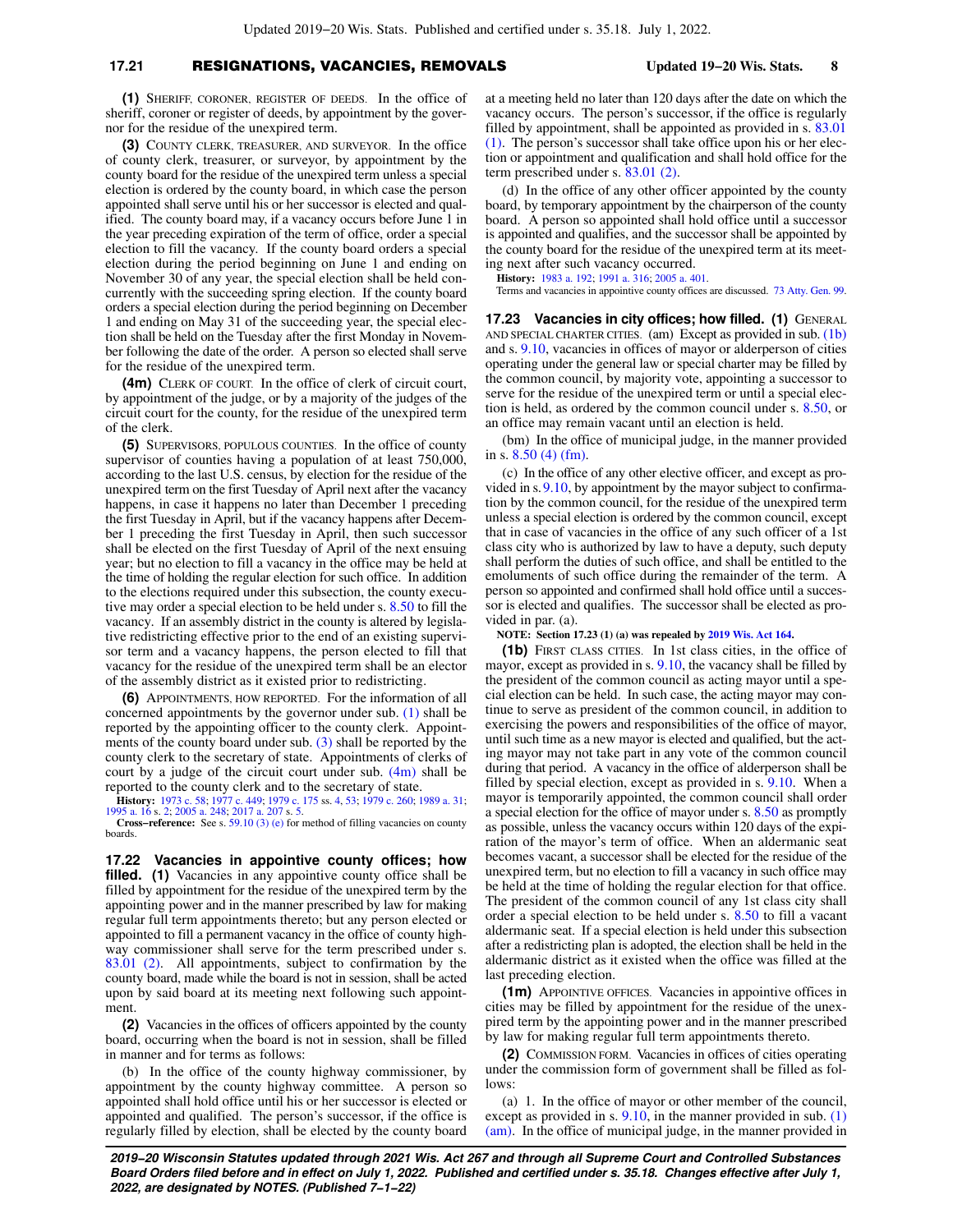**(1)** SHERIFF, CORONER, REGISTER OF DEEDS. In the office of sheriff, coroner or register of deeds, by appointment by the governor for the residue of the unexpired term.

**(3)** COUNTY CLERK, TREASURER, AND SURVEYOR. In the office of county clerk, treasurer, or surveyor, by appointment by the county board for the residue of the unexpired term unless a special election is ordered by the county board, in which case the person appointed shall serve until his or her successor is elected and qualified. The county board may, if a vacancy occurs before June 1 in the year preceding expiration of the term of office, order a special election to fill the vacancy. If the county board orders a special election during the period beginning on June 1 and ending on November 30 of any year, the special election shall be held concurrently with the succeeding spring election. If the county board orders a special election during the period beginning on December 1 and ending on May 31 of the succeeding year, the special election shall be held on the Tuesday after the first Monday in November following the date of the order. A person so elected shall serve for the residue of the unexpired term.

**(4m)** CLERK OF COURT. In the office of clerk of circuit court, by appointment of the judge, or by a majority of the judges of the circuit court for the county, for the residue of the unexpired term of the clerk.

**(5)** SUPERVISORS, POPULOUS COUNTIES. In the office of county supervisor of counties having a population of at least 750,000, according to the last U.S. census, by election for the residue of the unexpired term on the first Tuesday of April next after the vacancy happens, in case it happens no later than December 1 preceding the first Tuesday in April, but if the vacancy happens after December 1 preceding the first Tuesday in April, then such successor shall be elected on the first Tuesday of April of the next ensuing year; but no election to fill a vacancy in the office may be held at the time of holding the regular election for such office. In addition to the elections required under this subsection, the county executive may order a special election to be held under s. 8.50 to fill the vacancy. If an assembly district in the county is altered by legislative redistricting effective prior to the end of an existing supervisor term and a vacancy happens, the person elected to fill that vacancy for the residue of the unexpired term shall be an elector of the assembly district as it existed prior to redistricting.

**(6)** APPOINTMENTS, HOW REPORTED. For the information of all concerned appointments by the governor under sub. (1) shall be reported by the appointing officer to the county clerk. Appointments of the county board under sub. (3) shall be reported by the county clerk to the secretary of state. Appointments of clerks of court by a judge of the circuit court under sub. (4m) shall be reported to the county clerk and to the secretary of state.

**History:** 1973 c. 58; 1977 c. 449; 1979 c. 175 ss. 4, 53; 1979 c. 260; 1989 a. 31; 1995 a. 16 s. 2; 2005 a. 248; 2017 a. 207 s. 5.

**Cross-reference:** See s. 59.10 (3) (e) for method of filling vacancies on county boards.

**17.22 Vacancies in appointive county offices; how filled. (1)** Vacancies in any appointive county office shall be filled by appointment for the residue of the unexpired term by the appointing power and in the manner prescribed by law for making regular full term appointments thereto; but any person elected or appointed to fill a permanent vacancy in the office of county highway commissioner shall serve for the term prescribed under s. 83.01 (2). All appointments, subject to confirmation by the county board, made while the board is not in session, shall be acted upon by said board at its meeting next following such appointment.

**(2)** Vacancies in the offices of officers appointed by the county board, occurring when the board is not in session, shall be filled in manner and for terms as follows:

(b) In the office of the county highway commissioner, by appointment by the county highway committee. A person so appointed shall hold office until his or her successor is elected or appointed and qualified. The person's successor, if the office is regularly filled by election, shall be elected by the county board at a meeting held no later than 120 days after the date on which the vacancy occurs. The person's successor, if the office is regularly filled by appointment, shall be appointed as provided in s. 83.01 (1). The person's successor shall take office upon his or her election or appointment and qualification and shall hold office for the term prescribed under s. 83.01 (2).

(d) In the office of any other officer appointed by the county board, by temporary appointment by the chairperson of the county board. A person so appointed shall hold office until a successor is appointed and qualifies, and the successor shall be appointed by the county board for the residue of the unexpired term at its meeting next after such vacancy occurred.

**History:** 1983 a. 192; 1991 a. 316; 2005 a. 401.

Terms and vacancies in appointive county offices are discussed. 73 Atty. Gen. 99.

**17.23 Vacancies in city offices; how filled. (1)** GENERAL AND SPECIAL CHARTER CITIES. (am) Except as provided in sub. (1b) and s. 9.10, vacancies in offices of mayor or alderperson of cities operating under the general law or special charter may be filled by the common council, by majority vote, appointing a successor to serve for the residue of the unexpired term or until a special election is held, as ordered by the common council under s. 8.50, or an office may remain vacant until an election is held.

(bm) In the office of municipal judge, in the manner provided in s. 8.50 (4) (fm).

(c) In the office of any other elective officer, and except as provided in s. 9.10, by appointment by the mayor subject to confirmation by the common council, for the residue of the unexpired term unless a special election is ordered by the common council, except that in case of vacancies in the office of any such officer of a 1st class city who is authorized by law to have a deputy, such deputy shall perform the duties of such office, and shall be entitled to the emoluments of such office during the remainder of the term. A person so appointed and confirmed shall hold office until a successor is elected and qualifies. The successor shall be elected as provided in par. (a).

**NOTE: Section 17.23 (1) (a) was repealed by 2019 Wis. Act 164.**

**(1b)** FIRST CLASS CITIES. In 1st class cities, in the office of mayor, except as provided in s. 9.10, the vacancy shall be filled by the president of the common council as acting mayor until a special election can be held. In such case, the acting mayor may continue to serve as president of the common council, in addition to exercising the powers and responsibilities of the office of mayor, until such time as a new mayor is elected and qualified, but the acting mayor may not take part in any vote of the common council during that period. A vacancy in the office of alderperson shall be filled by special election, except as provided in s. 9.10. When a mayor is temporarily appointed, the common council shall order a special election for the office of mayor under s. 8.50 as promptly as possible, unless the vacancy occurs within 120 days of the expiration of the mayor's term of office. When an aldermanic seat becomes vacant, a successor shall be elected for the residue of the unexpired term, but no election to fill a vacancy in such office may be held at the time of holding the regular election for that office. The president of the common council of any 1st class city shall order a special election to be held under s. 8.50 to fill a vacant aldermanic seat. If a special election is held under this subsection after a redistricting plan is adopted, the election shall be held in the aldermanic district as it existed when the office was filled at the last preceding election.

**(1m)** APPOINTIVE OFFICES. Vacancies in appointive offices in cities may be filled by appointment for the residue of the unexpired term by the appointing power and in the manner prescribed by law for making regular full term appointments thereto.

**(2)** COMMISSION FORM. Vacancies in offices of cities operating under the commission form of government shall be filled as follows:

(a) 1. In the office of mayor or other member of the council, except as provided in s. 9.10, in the manner provided in sub. (1) (am). In the office of municipal judge, in the manner provided in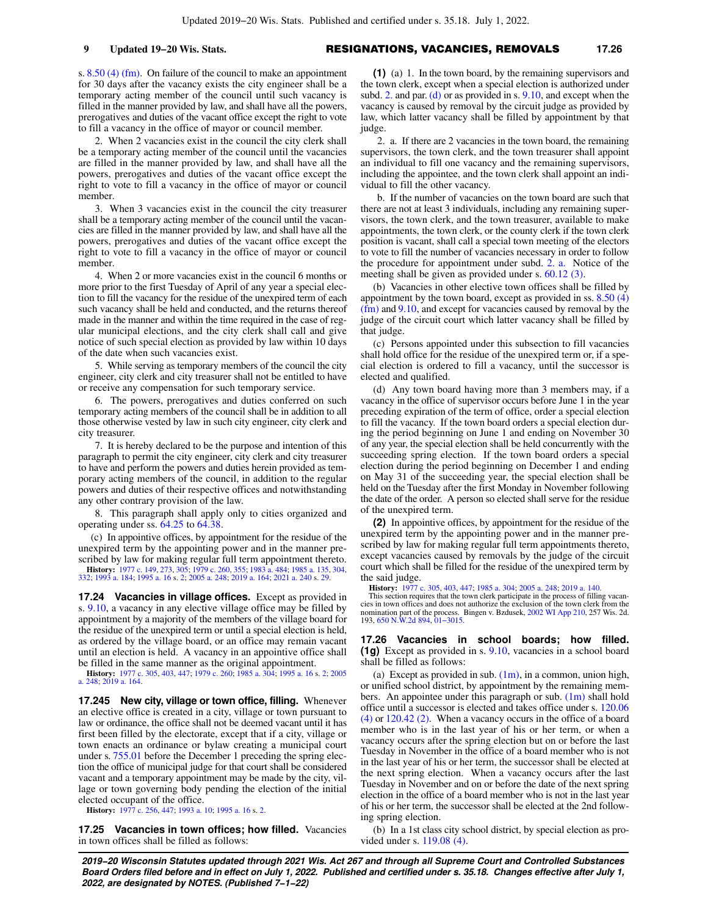s. 8.50 (4) (fm). On failure of the council to make an appointment for 30 days after the vacancy exists the city engineer shall be a temporary acting member of the council until such vacancy is filled in the manner provided by law, and shall have all the powers, prerogatives and duties of the vacant office except the right to vote to fill a vacancy in the office of mayor or council member.

2. When 2 vacancies exist in the council the city clerk shall be a temporary acting member of the council until the vacancies are filled in the manner provided by law, and shall have all the powers, prerogatives and duties of the vacant office except the right to vote to fill a vacancy in the office of mayor or council member.

3. When 3 vacancies exist in the council the city treasurer shall be a temporary acting member of the council until the vacancies are filled in the manner provided by law, and shall have all the powers, prerogatives and duties of the vacant office except the right to vote to fill a vacancy in the office of mayor or council member.

4. When 2 or more vacancies exist in the council 6 months or more prior to the first Tuesday of April of any year a special election to fill the vacancy for the residue of the unexpired term of each such vacancy shall be held and conducted, and the returns thereof made in the manner and within the time required in the case of regular municipal elections, and the city clerk shall call and give notice of such special election as provided by law within 10 days of the date when such vacancies exist.

5. While serving as temporary members of the council the city engineer, city clerk and city treasurer shall not be entitled to have or receive any compensation for such temporary service.

6. The powers, prerogatives and duties conferred on such temporary acting members of the council shall be in addition to all those otherwise vested by law in such city engineer, city clerk and city treasurer.

7. It is hereby declared to be the purpose and intention of this paragraph to permit the city engineer, city clerk and city treasurer to have and perform the powers and duties herein provided as temporary acting members of the council, in addition to the regular powers and duties of their respective offices and notwithstanding any other contrary provision of the law.

8. This paragraph shall apply only to cities organized and operating under ss. 64.25 to 64.38.

(c) In appointive offices, by appointment for the residue of the unexpired term by the appointing power and in the manner prescribed by law for making regular full term appointment thereto.

**History:** 1977 c. 149, 273, 305; 1979 c. 260, 355; 1983 a. 484; 1985 a. 135, 304, 332; 1993 a. 184; 1995 a. 16 s. 2; 2005 a. 248; 2019 a. 164; 2021 a. 240 s. 29.

**17.24 Vacancies in village offices.** Except as provided in s. 9.10, a vacancy in any elective village office may be filled by appointment by a majority of the members of the village board for the residue of the unexpired term or until a special election is held, as ordered by the village board, or an office may remain vacant until an election is held. A vacancy in an appointive office shall be filled in the same manner as the original appointment.

**History:** 1977 c. 305, 403, 447; 1979 c. 260; 1985 a. 304; 1995 a. 16 s. 2; 2005 a. 248; 2019 a. 164.

**17.245 New city, village or town office, filling.** Whenever an elective office is created in a city, village or town pursuant to law or ordinance, the office shall not be deemed vacant until it has first been filled by the electorate, except that if a city, village or town enacts an ordinance or bylaw creating a municipal court under s. 755.01 before the December 1 preceding the spring election the office of municipal judge for that court shall be considered vacant and a temporary appointment may be made by the city, village or town governing body pending the election of the initial elected occupant of the office.

**History:** 1977 c. 256, 447; 1993 a. 10; 1995 a. 16 s. 2.

**17.25 Vacancies in town offices; how filled.** Vacancies in town offices shall be filled as follows:

**(1)** (a) 1. In the town board, by the remaining supervisors and the town clerk, except when a special election is authorized under subd. 2. and par. (d) or as provided in s. 9.10, and except when the vacancy is caused by removal by the circuit judge as provided by law, which latter vacancy shall be filled by appointment by that judge.

2. a. If there are 2 vacancies in the town board, the remaining supervisors, the town clerk, and the town treasurer shall appoint an individual to fill one vacancy and the remaining supervisors, including the appointee, and the town clerk shall appoint an individual to fill the other vacancy.

b. If the number of vacancies on the town board are such that there are not at least 3 individuals, including any remaining supervisors, the town clerk, and the town treasurer, available to make appointments, the town clerk, or the county clerk if the town clerk position is vacant, shall call a special town meeting of the electors to vote to fill the number of vacancies necessary in order to follow the procedure for appointment under subd. 2. a. Notice of the meeting shall be given as provided under s. 60.12 (3).

(b) Vacancies in other elective town offices shall be filled by appointment by the town board, except as provided in ss. 8.50 (4) (fm) and 9.10, and except for vacancies caused by removal by the judge of the circuit court which latter vacancy shall be filled by that judge.

(c) Persons appointed under this subsection to fill vacancies shall hold office for the residue of the unexpired term or, if a special election is ordered to fill a vacancy, until the successor is elected and qualified.

(d) Any town board having more than 3 members may, if a vacancy in the office of supervisor occurs before June 1 in the year preceding expiration of the term of office, order a special election to fill the vacancy. If the town board orders a special election during the period beginning on June 1 and ending on November 30 of any year, the special election shall be held concurrently with the succeeding spring election. If the town board orders a special election during the period beginning on December 1 and ending on May 31 of the succeeding year, the special election shall be held on the Tuesday after the first Monday in November following the date of the order. A person so elected shall serve for the residue of the unexpired term.

**(2)** In appointive offices, by appointment for the residue of the unexpired term by the appointing power and in the manner prescribed by law for making regular full term appointments thereto, except vacancies caused by removals by the judge of the circuit court which shall be filled for the residue of the unexpired term by the said judge.

**History:** 1977 c. 305, 403, 447; 1985 a. 304; 2005 a. 248; 2019 a. 140.

This section requires that the town clerk participate in the process of filling vacancies in town offices and does not authorize the exclusion of the town clerk from the nomination part of the process. Bingen v. Bzdusek, 2002 WI App 210, 257 Wis. 2d. 193, 650 N.W.2d 894, 01–3015.

**17.26 Vacancies in school boards; how filled. (1g)** Except as provided in s. 9.10, vacancies in a school board shall be filled as follows:

(a) Except as provided in sub. (1m), in a common, union high, or unified school district, by appointment by the remaining members. An appointee under this paragraph or sub. (1m) shall hold office until a successor is elected and takes office under s. 120.06 (4) or 120.42 (2). When a vacancy occurs in the office of a board member who is in the last year of his or her term, or when a vacancy occurs after the spring election but on or before the last Tuesday in November in the office of a board member who is not in the last year of his or her term, the successor shall be elected at the next spring election. When a vacancy occurs after the last Tuesday in November and on or before the date of the next spring election in the office of a board member who is not in the last year of his or her term, the successor shall be elected at the 2nd following spring election.

(b) In a 1st class city school district, by special election as provided under s. 119.08 (4).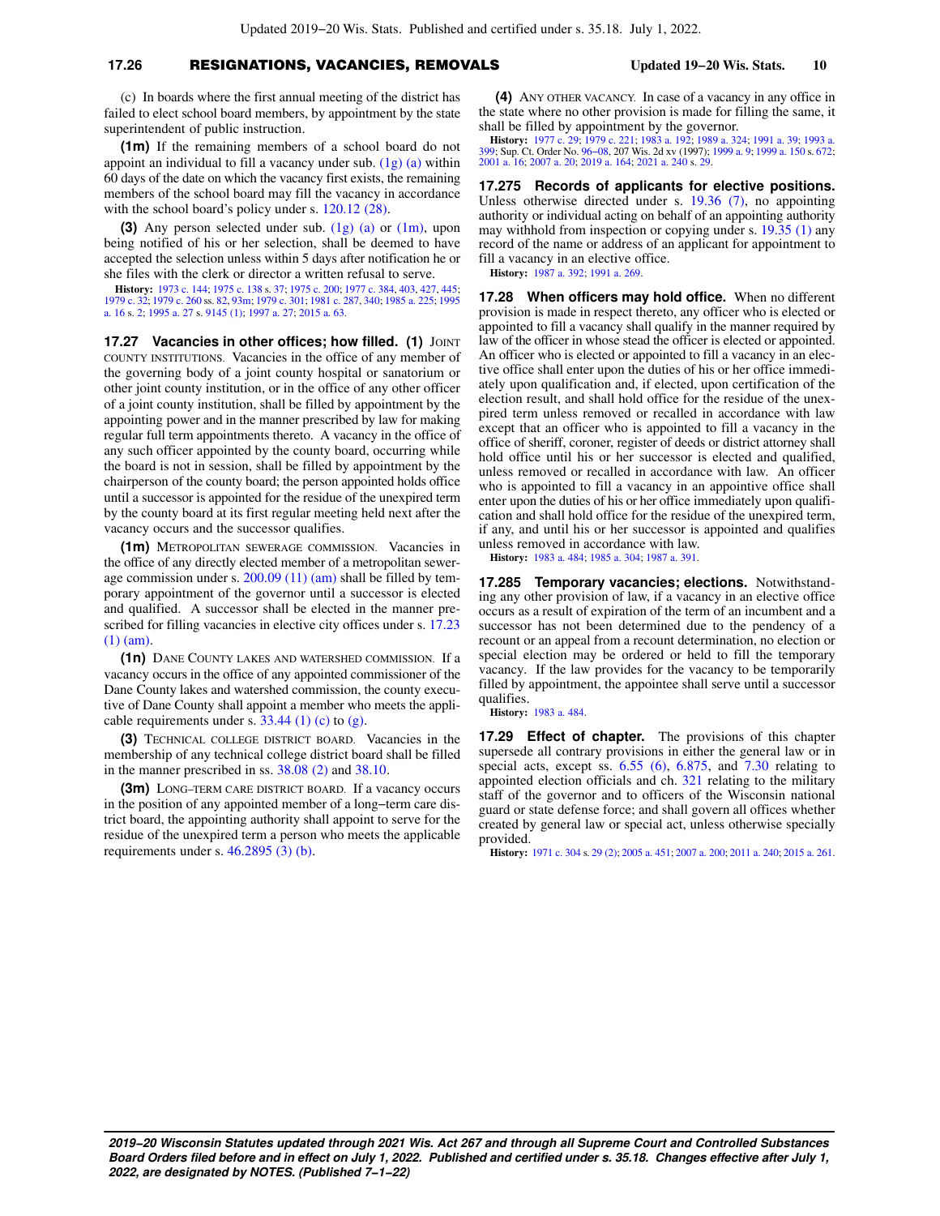(c) In boards where the first annual meeting of the district has failed to elect school board members, by appointment by the state superintendent of public instruction.

**(1m)** If the remaining members of a school board do not appoint an individual to fill a vacancy under sub. (1g) (a) within 60 days of the date on which the vacancy first exists, the remaining members of the school board may fill the vacancy in accordance with the school board's policy under s. 120.12 (28).

**(3)** Any person selected under sub. (1g) (a) or (1m), upon being notified of his or her selection, shall be deemed to have accepted the selection unless within 5 days after notification he or she files with the clerk or director a written refusal to serve.

**History:** 1973 c. 144; 1975 c. 138 s. 37; 1975 c. 200; 1977 c. 384, 403, 427, 445; 1979 c. 32; 1979 c. 260 ss. 82, 93m; 1979 c. 301; 1981 c. 287, 340; 1985 a. 225; 1995 a. 16 s. 2; 1995 a. 27 s. 9145 (1); 1997 a. 27; 2015 a. 63.

**17.27 Vacancies in other offices; how filled.** **(1)** JOINT COUNTY INSTITUTIONS. Vacancies in the office of any member of the governing body of a joint county hospital or sanatorium or other joint county institution, or in the office of any other officer of a joint county institution, shall be filled by appointment by the appointing power and in the manner prescribed by law for making regular full term appointments thereto. A vacancy in the office of any such officer appointed by the county board, occurring while the board is not in session, shall be filled by appointment by the chairperson of the county board; the person appointed holds office until a successor is appointed for the residue of the unexpired term by the county board at its first regular meeting held next after the vacancy occurs and the successor qualifies.

**(1m)** METROPOLITAN SEWERAGE COMMISSION. Vacancies in the office of any directly elected member of a metropolitan sewerage commission under s. 200.09 (11) (am) shall be filled by temporary appointment of the governor until a successor is elected and qualified. A successor shall be elected in the manner prescribed for filling vacancies in elective city offices under s. 17.23 (1) (am).

**(1n)** DANE COUNTY LAKES AND WATERSHED COMMISSION. If a vacancy occurs in the office of any appointed commissioner of the Dane County lakes and watershed commission, the county executive of Dane County shall appoint a member who meets the applicable requirements under s. 33.44 (1) (c) to (g).

**(3)** TECHNICAL COLLEGE DISTRICT BOARD. Vacancies in the membership of any technical college district board shall be filled in the manner prescribed in ss. 38.08 (2) and 38.10.

**(3m)** LONG-TERM CARE DISTRICT BOARD. If a vacancy occurs in the position of any appointed member of a long-term care district board, the appointing authority shall appoint to serve for the residue of the unexpired term a person who meets the applicable requirements under s. 46.2895 (3) (b).

**(4)** ANY OTHER VACANCY. In case of a vacancy in any office in the state where no other provision is made for filling the same, it shall be filled by appointment by the governor.

**History:** 1977 c. 29; 1979 c. 221; 1983 a. 192; 1989 a. 324; 1991 a. 39; 1993 a. 399; Sup. Ct. Order No. 96-08, 207 Wis. 2d xv (1997); 1999 a. 9; 1999 a. 150 s. 672; 2001 a. 16; 2007 a. 20; 2019 a. 164; 2021 a. 240 s. 29.

**17.275 Records of applicants for elective positions.** Unless otherwise directed under s. 19.36 (7), no appointing authority or individual acting on behalf of an appointing authority may withhold from inspection or copying under s. 19.35 (1) any record of the name or address of an applicant for appointment to fill a vacancy in an elective office.

**History:** 1987 a. 392; 1991 a. 269.

**17.28 When officers may hold office.** When no different provision is made in respect thereto, any officer who is elected or appointed to fill a vacancy shall qualify in the manner required by law of the officer in whose stead the officer is elected or appointed. An officer who is elected or appointed to fill a vacancy in an elective office shall enter upon the duties of his or her office immediately upon qualification and, if elected, upon certification of the election result, and shall hold office for the residue of the unexpired term unless removed or recalled in accordance with law except that an officer who is appointed to fill a vacancy in the office of sheriff, coroner, register of deeds or district attorney shall hold office until his or her successor is elected and qualified, unless removed or recalled in accordance with law. An officer who is appointed to fill a vacancy in an appointive office shall enter upon the duties of his or her office immediately upon qualification and shall hold office for the residue of the unexpired term, if any, and until his or her successor is appointed and qualifies unless removed in accordance with law.

**History:** 1983 a. 484; 1985 a. 304; 1987 a. 391.

**17.285 Temporary vacancies; elections.** Notwithstanding any other provision of law, if a vacancy in an elective office occurs as a result of expiration of the term of an incumbent and a successor has not been determined due to the pendency of a recount or an appeal from a recount determination, no election or special election may be ordered or held to fill the temporary vacancy. If the law provides for the vacancy to be temporarily filled by appointment, the appointee shall serve until a successor qualifies.

**History:** 1983 a. 484.

**17.29 Effect of chapter.** The provisions of this chapter supersede all contrary provisions in either the general law or in special acts, except ss. 6.55 (6), 6.875, and 7.30 relating to appointed election officials and ch. 321 relating to the military staff of the governor and to officers of the Wisconsin national guard or state defense force; and shall govern all offices whether created by general law or special act, unless otherwise specially provided.

**History:** 1971 c. 304 s. 29 (2); 2005 a. 451; 2007 a. 200; 2011 a. 240; 2015 a. 261.